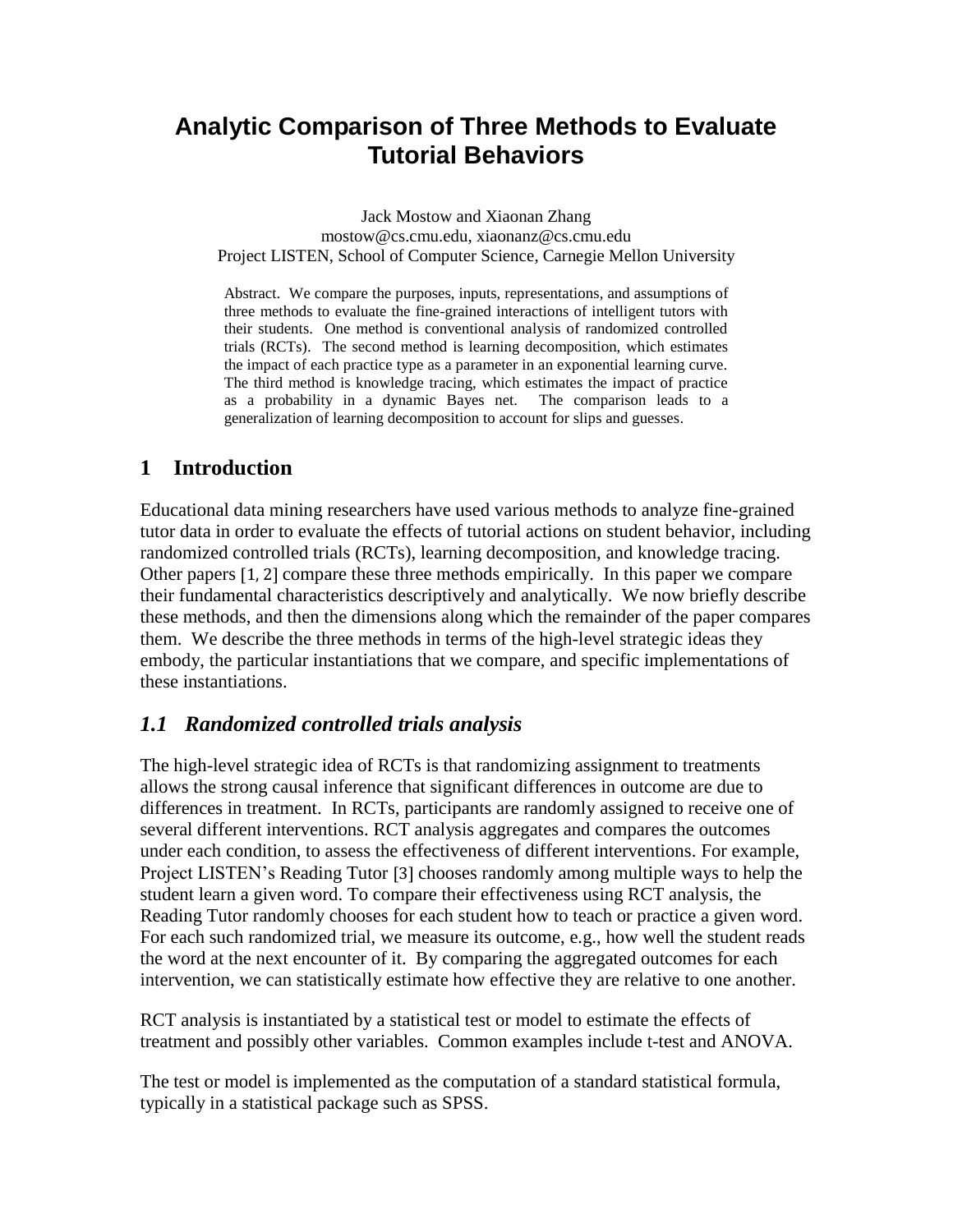# Analytic Comparison of Three Methods to Evaluate Tutorial Behaviors

Jack Mostow and Xiaonan Zhang
mostow@cs.cmu.edu, xiaonanz@cs.cmu.edu
Project LISTEN, School of Computer Science, Carnegie Mellon University

Abstract. We compare the purposes, inputs, representations, and assumptions of three methods to evaluate the fine-grained interactions of intelligent tutors with their students. One method is conventional analysis of randomized controlled trials (RCTs). The second method is learning decomposition, which estimates the impact of each practice type as a parameter in an exponential learning curve. The third method is knowledge tracing, which estimates the impact of practice as a probability in a dynamic Bayes net. The comparison leads to a generalization of learning decomposition to account for slips and guesses.

## 1 Introduction

Educational data mining researchers have used various methods to analyze fine-grained tutor data in order to evaluate the effects of tutorial actions on student behavior, including randomized controlled trials (RCTs), learning decomposition, and knowledge tracing. Other papers [1, 2] compare these three methods empirically. In this paper we compare their fundamental characteristics descriptively and analytically. We now briefly describe these methods, and then the dimensions along which the remainder of the paper compares them. We describe the three methods in terms of the high-level strategic ideas they embody, the particular instantiations that we compare, and specific implementations of these instantiations.

### *1.1 Randomized controlled trials analysis*

The high-level strategic idea of RCTs is that randomizing assignment to treatments allows the strong causal inference that significant differences in outcome are due to differences in treatment. In RCTs, participants are randomly assigned to receive one of several different interventions. RCT analysis aggregates and compares the outcomes under each condition, to assess the effectiveness of different interventions. For example, Project LISTEN's Reading Tutor [3] chooses randomly among multiple ways to help the student learn a given word. To compare their effectiveness using RCT analysis, the Reading Tutor randomly chooses for each student how to teach or practice a given word. For each such randomized trial, we measure its outcome, e.g., how well the student reads the word at the next encounter of it. By comparing the aggregated outcomes for each intervention, we can statistically estimate how effective they are relative to one another.

RCT analysis is instantiated by a statistical test or model to estimate the effects of treatment and possibly other variables. Common examples include t-test and ANOVA.

The test or model is implemented as the computation of a standard statistical formula, typically in a statistical package such as SPSS.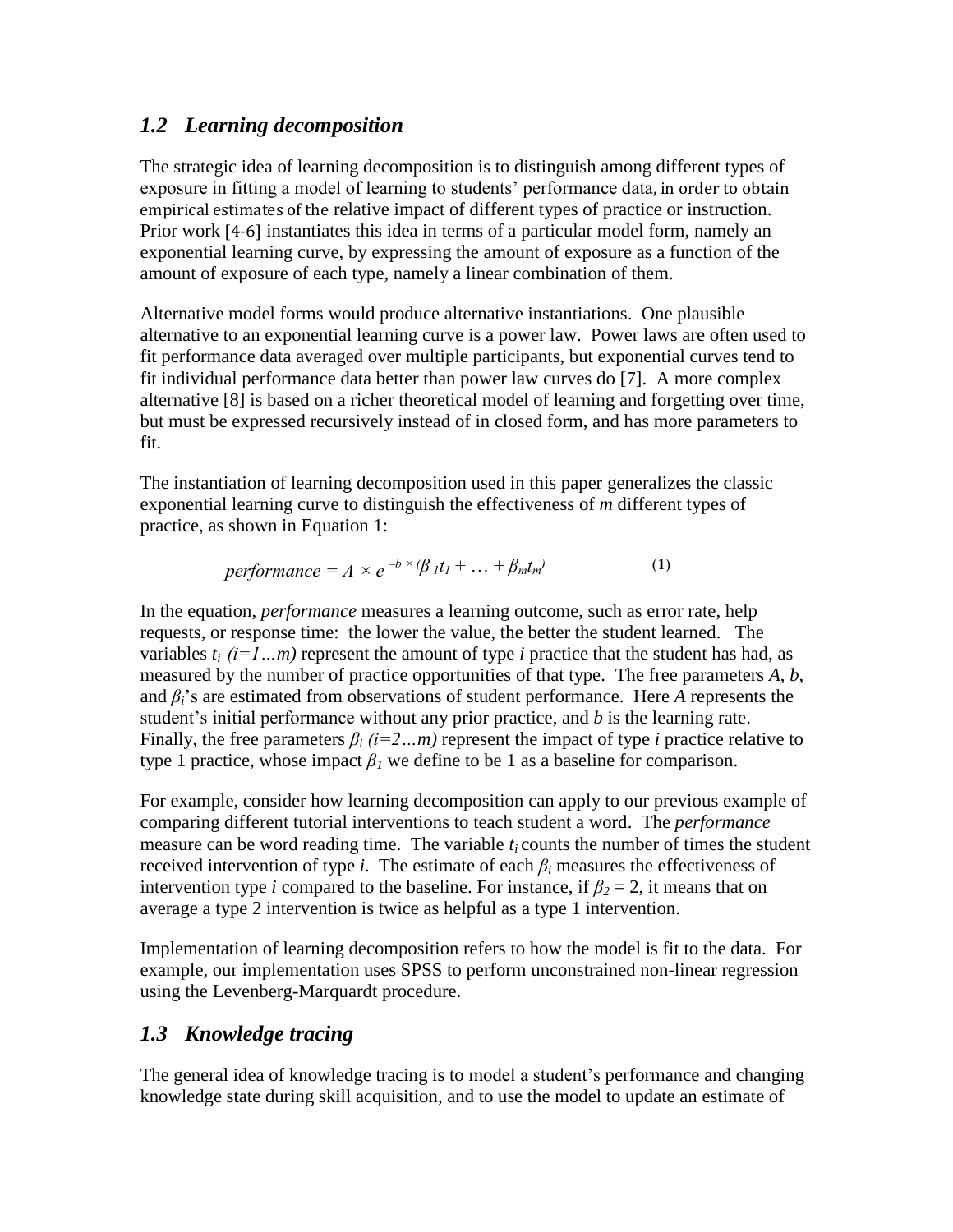## *1.2 Learning decomposition*

The strategic idea of learning decomposition is to distinguish among different types of exposure in fitting a model of learning to students' performance data, in order to obtain empirical estimates of the relative impact of different types of practice or instruction. Prior work [4-6] instantiates this idea in terms of a particular model form, namely an exponential learning curve, by expressing the amount of exposure as a function of the amount of exposure of each type, namely a linear combination of them.

Alternative model forms would produce alternative instantiations. One plausible alternative to an exponential learning curve is a power law. Power laws are often used to fit performance data averaged over multiple participants, but exponential curves tend to fit individual performance data better than power law curves do [7]. A more complex alternative [8] is based on a richer theoretical model of learning and forgetting over time, but must be expressed recursively instead of in closed form, and has more parameters to fit.

The instantiation of learning decomposition used in this paper generalizes the classic exponential learning curve to distinguish the effectiveness of *m* different types of practice, as shown in Equation 1:

$$performance = A \times e^{-b \times (\beta_1 t_1 + \ldots + \beta_m t_m)} \qquad \textbf{(1)}$$

In the equation, *performance* measures a learning outcome, such as error rate, help requests, or response time: the lower the value, the better the student learned. The variables $t_i$ $(i=1 \ldots m)$ represent the amount of type *i* practice that the student has had, as measured by the number of practice opportunities of that type. The free parameters *A*, *b*, and $\beta_i$'s are estimated from observations of student performance. Here *A* represents the student's initial performance without any prior practice, and *b* is the learning rate. Finally, the free parameters $\beta_i$ $(i=2 \ldots m)$ represent the impact of type *i* practice relative to type 1 practice, whose impact $\beta_1$ we define to be 1 as a baseline for comparison.

For example, consider how learning decomposition can apply to our previous example of comparing different tutorial interventions to teach student a word. The *performance* measure can be word reading time. The variable $t_i$ counts the number of times the student received intervention of type *i*. The estimate of each $\beta_i$ measures the effectiveness of intervention type *i* compared to the baseline. For instance, if $\beta_2 = 2$, it means that on average a type 2 intervention is twice as helpful as a type 1 intervention.

Implementation of learning decomposition refers to how the model is fit to the data. For example, our implementation uses SPSS to perform unconstrained non-linear regression using the Levenberg-Marquardt procedure.

## *1.3 Knowledge tracing*

The general idea of knowledge tracing is to model a student's performance and changing knowledge state during skill acquisition, and to use the model to update an estimate of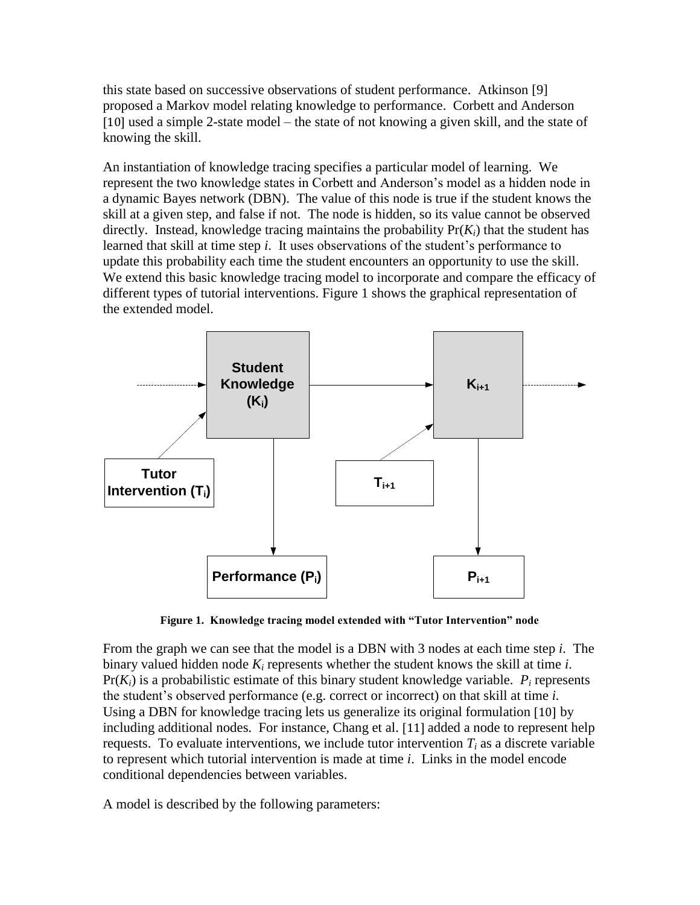this state based on successive observations of student performance. Atkinson [9] proposed a Markov model relating knowledge to performance. Corbett and Anderson [10] used a simple 2-state model – the state of not knowing a given skill, and the state of knowing the skill.

An instantiation of knowledge tracing specifies a particular model of learning. We represent the two knowledge states in Corbett and Anderson's model as a hidden node in a dynamic Bayes network (DBN). The value of this node is true if the student knows the skill at a given step, and false if not. The node is hidden, so its value cannot be observed directly. Instead, knowledge tracing maintains the probability $\Pr(K_i)$ that the student has learned that skill at time step *i*. It uses observations of the student's performance to update this probability each time the student encounters an opportunity to use the skill. We extend this basic knowledge tracing model to incorporate and compare the efficacy of different types of tutorial interventions. Figure 1 shows the graphical representation of the extended model.

**Figure 1. Knowledge tracing model extended with "Tutor Intervention" node**

From the graph we can see that the model is a DBN with 3 nodes at each time step *i*. The binary valued hidden node $K_i$ represents whether the student knows the skill at time *i*. $\Pr(K_i)$ is a probabilistic estimate of this binary student knowledge variable. $P_i$ represents the student's observed performance (e.g. correct or incorrect) on that skill at time *i*. Using a DBN for knowledge tracing lets us generalize its original formulation [10] by including additional nodes. For instance, Chang et al. [11] added a node to represent help requests. To evaluate interventions, we include tutor intervention $T_i$ as a discrete variable to represent which tutorial intervention is made at time *i*. Links in the model encode conditional dependencies between variables.

A model is described by the following parameters: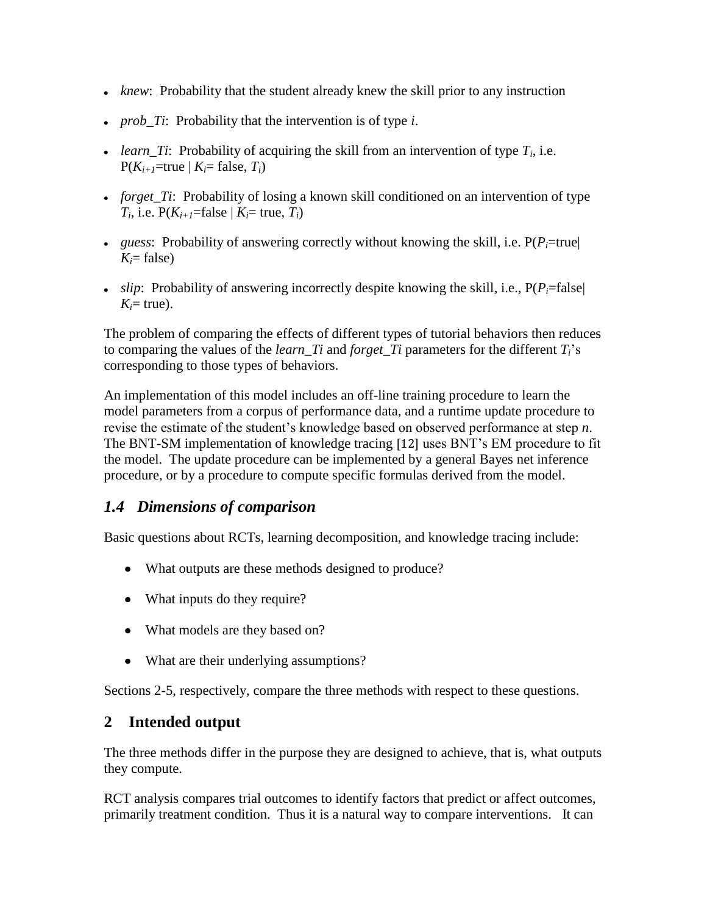- *knew*: Probability that the student already knew the skill prior to any instruction
- *prob_Ti*: Probability that the intervention is of type *i*.
- *learn_Ti*: Probability of acquiring the skill from an intervention of type $T_i$, i.e. P($K_{i+1}$=true | $K_i$= false, $T_i$)
- *forget_Ti*: Probability of losing a known skill conditioned on an intervention of type $T_i$, i.e. P($K_{i+1}$=false | $K_i$= true, $T_i$)
- *guess*: Probability of answering correctly without knowing the skill, i.e. P($P_i$=true| $K_i$= false)
- *slip*: Probability of answering incorrectly despite knowing the skill, i.e., P($P_i$=false| $K_i$= true).

The problem of comparing the effects of different types of tutorial behaviors then reduces to comparing the values of the *learn_Ti* and *forget_Ti* parameters for the different $T_i$'s corresponding to those types of behaviors.

An implementation of this model includes an off-line training procedure to learn the model parameters from a corpus of performance data, and a runtime update procedure to revise the estimate of the student's knowledge based on observed performance at step *n*. The BNT-SM implementation of knowledge tracing [12] uses BNT's EM procedure to fit the model. The update procedure can be implemented by a general Bayes net inference procedure, or by a procedure to compute specific formulas derived from the model.

### *1.4 Dimensions of comparison*

Basic questions about RCTs, learning decomposition, and knowledge tracing include:

- What outputs are these methods designed to produce?
- What inputs do they require?
- What models are they based on?
- What are their underlying assumptions?

Sections 2-5, respectively, compare the three methods with respect to these questions.

## 2 Intended output

The three methods differ in the purpose they are designed to achieve, that is, what outputs they compute.

RCT analysis compares trial outcomes to identify factors that predict or affect outcomes, primarily treatment condition. Thus it is a natural way to compare interventions. It can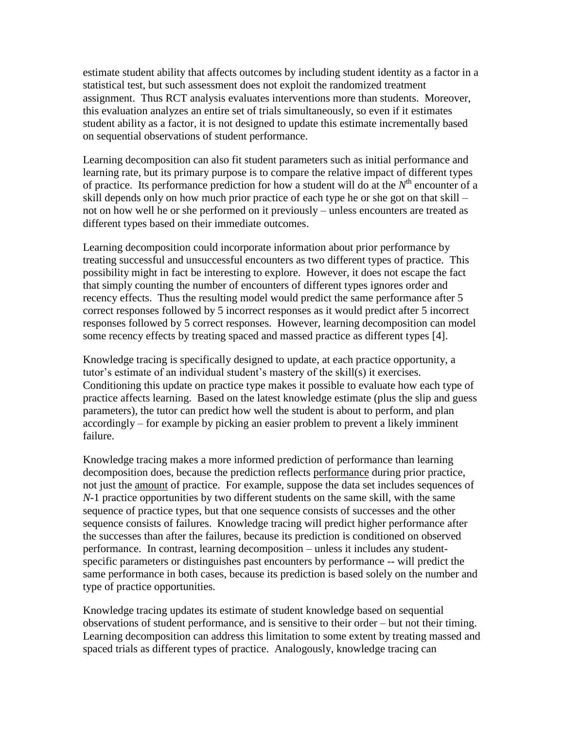estimate student ability that affects outcomes by including student identity as a factor in a statistical test, but such assessment does not exploit the randomized treatment assignment. Thus RCT analysis evaluates interventions more than students. Moreover, this evaluation analyzes an entire set of trials simultaneously, so even if it estimates student ability as a factor, it is not designed to update this estimate incrementally based on sequential observations of student performance.

Learning decomposition can also fit student parameters such as initial performance and learning rate, but its primary purpose is to compare the relative impact of different types of practice. Its performance prediction for how a student will do at the $N^{th}$ encounter of a skill depends only on how much prior practice of each type he or she got on that skill – not on how well he or she performed on it previously – unless encounters are treated as different types based on their immediate outcomes.

Learning decomposition could incorporate information about prior performance by treating successful and unsuccessful encounters as two different types of practice. This possibility might in fact be interesting to explore. However, it does not escape the fact that simply counting the number of encounters of different types ignores order and recency effects. Thus the resulting model would predict the same performance after 5 correct responses followed by 5 incorrect responses as it would predict after 5 incorrect responses followed by 5 correct responses. However, learning decomposition can model some recency effects by treating spaced and massed practice as different types [4].

Knowledge tracing is specifically designed to update, at each practice opportunity, a tutor's estimate of an individual student's mastery of the skill(s) it exercises. Conditioning this update on practice type makes it possible to evaluate how each type of practice affects learning. Based on the latest knowledge estimate (plus the slip and guess parameters), the tutor can predict how well the student is about to perform, and plan accordingly – for example by picking an easier problem to prevent a likely imminent failure.

Knowledge tracing makes a more informed prediction of performance than learning decomposition does, because the prediction reflects performance during prior practice, not just the amount of practice. For example, suppose the data set includes sequences of $N$-1 practice opportunities by two different students on the same skill, with the same sequence of practice types, but that one sequence consists of successes and the other sequence consists of failures. Knowledge tracing will predict higher performance after the successes than after the failures, because its prediction is conditioned on observed performance. In contrast, learning decomposition – unless it includes any student-specific parameters or distinguishes past encounters by performance -- will predict the same performance in both cases, because its prediction is based solely on the number and type of practice opportunities.

Knowledge tracing updates its estimate of student knowledge based on sequential observations of student performance, and is sensitive to their order – but not their timing. Learning decomposition can address this limitation to some extent by treating massed and spaced trials as different types of practice. Analogously, knowledge tracing can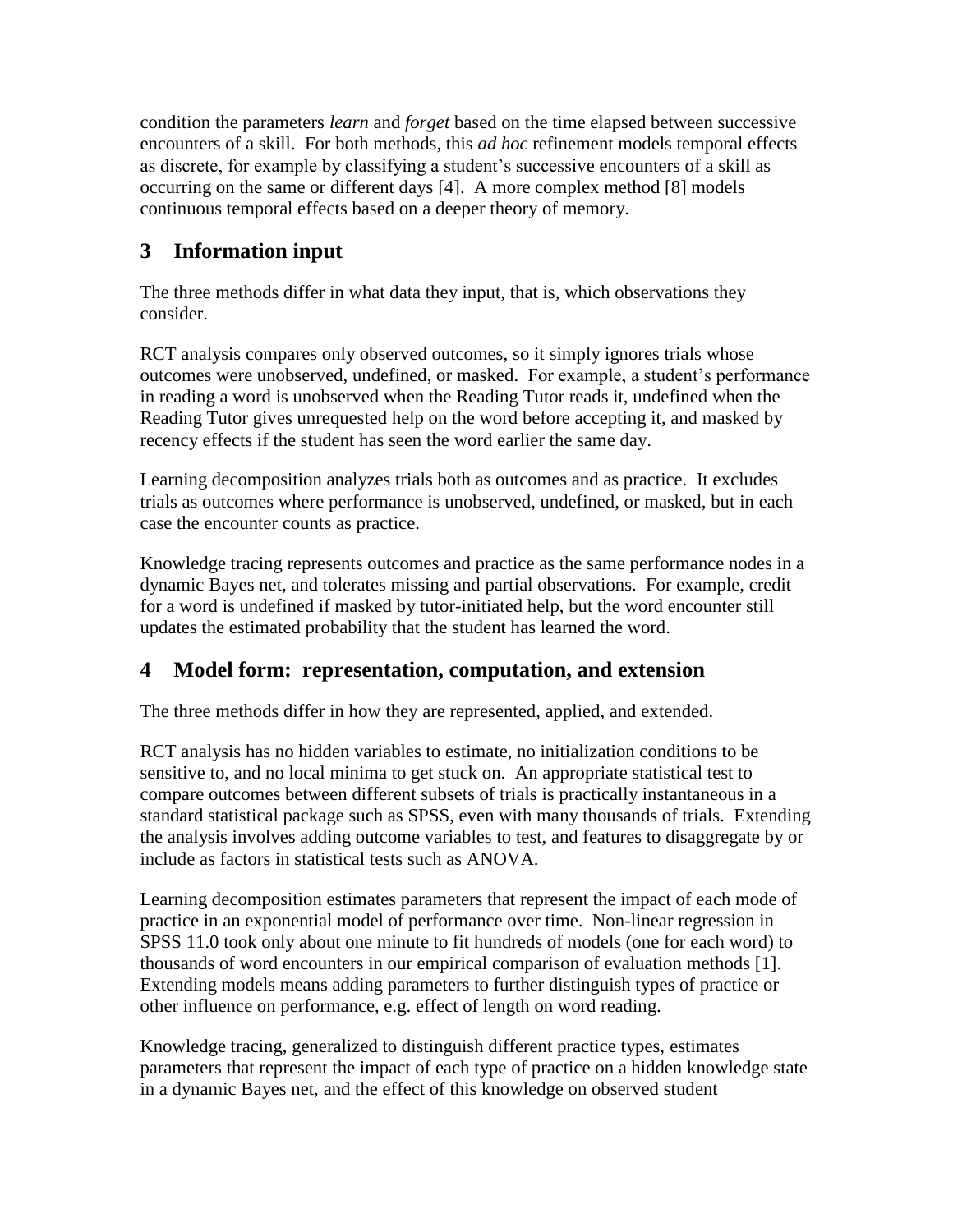condition the parameters *learn* and *forget* based on the time elapsed between successive encounters of a skill. For both methods, this *ad hoc* refinement models temporal effects as discrete, for example by classifying a student's successive encounters of a skill as occurring on the same or different days [4]. A more complex method [8] models continuous temporal effects based on a deeper theory of memory.

## 3 Information input

The three methods differ in what data they input, that is, which observations they consider.

RCT analysis compares only observed outcomes, so it simply ignores trials whose outcomes were unobserved, undefined, or masked. For example, a student's performance in reading a word is unobserved when the Reading Tutor reads it, undefined when the Reading Tutor gives unrequested help on the word before accepting it, and masked by recency effects if the student has seen the word earlier the same day.

Learning decomposition analyzes trials both as outcomes and as practice. It excludes trials as outcomes where performance is unobserved, undefined, or masked, but in each case the encounter counts as practice.

Knowledge tracing represents outcomes and practice as the same performance nodes in a dynamic Bayes net, and tolerates missing and partial observations. For example, credit for a word is undefined if masked by tutor-initiated help, but the word encounter still updates the estimated probability that the student has learned the word.

## 4 Model form: representation, computation, and extension

The three methods differ in how they are represented, applied, and extended.

RCT analysis has no hidden variables to estimate, no initialization conditions to be sensitive to, and no local minima to get stuck on. An appropriate statistical test to compare outcomes between different subsets of trials is practically instantaneous in a standard statistical package such as SPSS, even with many thousands of trials. Extending the analysis involves adding outcome variables to test, and features to disaggregate by or include as factors in statistical tests such as ANOVA.

Learning decomposition estimates parameters that represent the impact of each mode of practice in an exponential model of performance over time. Non-linear regression in SPSS 11.0 took only about one minute to fit hundreds of models (one for each word) to thousands of word encounters in our empirical comparison of evaluation methods [1]. Extending models means adding parameters to further distinguish types of practice or other influence on performance, e.g. effect of length on word reading.

Knowledge tracing, generalized to distinguish different practice types, estimates parameters that represent the impact of each type of practice on a hidden knowledge state in a dynamic Bayes net, and the effect of this knowledge on observed student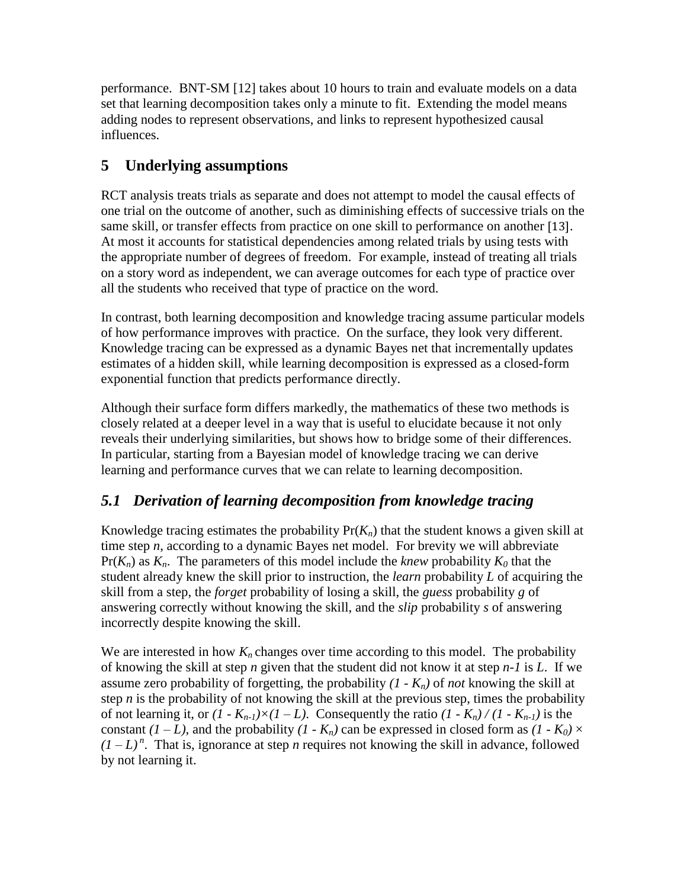performance. BNT-SM [12] takes about 10 hours to train and evaluate models on a data set that learning decomposition takes only a minute to fit. Extending the model means adding nodes to represent observations, and links to represent hypothesized causal influences.

## 5 Underlying assumptions

RCT analysis treats trials as separate and does not attempt to model the causal effects of one trial on the outcome of another, such as diminishing effects of successive trials on the same skill, or transfer effects from practice on one skill to performance on another [13]. At most it accounts for statistical dependencies among related trials by using tests with the appropriate number of degrees of freedom. For example, instead of treating all trials on a story word as independent, we can average outcomes for each type of practice over all the students who received that type of practice on the word.

In contrast, both learning decomposition and knowledge tracing assume particular models of how performance improves with practice. On the surface, they look very different. Knowledge tracing can be expressed as a dynamic Bayes net that incrementally updates estimates of a hidden skill, while learning decomposition is expressed as a closed-form exponential function that predicts performance directly.

Although their surface form differs markedly, the mathematics of these two methods is closely related at a deeper level in a way that is useful to elucidate because it not only reveals their underlying similarities, but shows how to bridge some of their differences. In particular, starting from a Bayesian model of knowledge tracing we can derive learning and performance curves that we can relate to learning decomposition.

### *5.1 Derivation of learning decomposition from knowledge tracing*

Knowledge tracing estimates the probability $\Pr(K_n)$ that the student knows a given skill at time step $n$, according to a dynamic Bayes net model. For brevity we will abbreviate $\Pr(K_n)$ as $K_n$. The parameters of this model include the *knew* probability $K_0$ that the student already knew the skill prior to instruction, the *learn* probability $L$ of acquiring the skill from a step, the *forget* probability of losing a skill, the *guess* probability $g$ of answering correctly without knowing the skill, and the *slip* probability $s$ of answering incorrectly despite knowing the skill.

We are interested in how $K_n$ changes over time according to this model. The probability of knowing the skill at step $n$ given that the student did not know it at step $n-1$ is $L$. If we assume zero probability of forgetting, the probability $(1 - K_n)$ of *not* knowing the skill at step $n$ is the probability of not knowing the skill at the previous step, times the probability of not learning it, or $(1 - K_{n-1})\times(1 - L)$. Consequently the ratio $(1 - K_n) / (1 - K_{n-1})$ is the constant $(1 - L)$, and the probability $(1 - K_n)$ can be expressed in closed form as $(1 - K_0) \times (1 - L)^n$. That is, ignorance at step $n$ requires not knowing the skill in advance, followed by not learning it.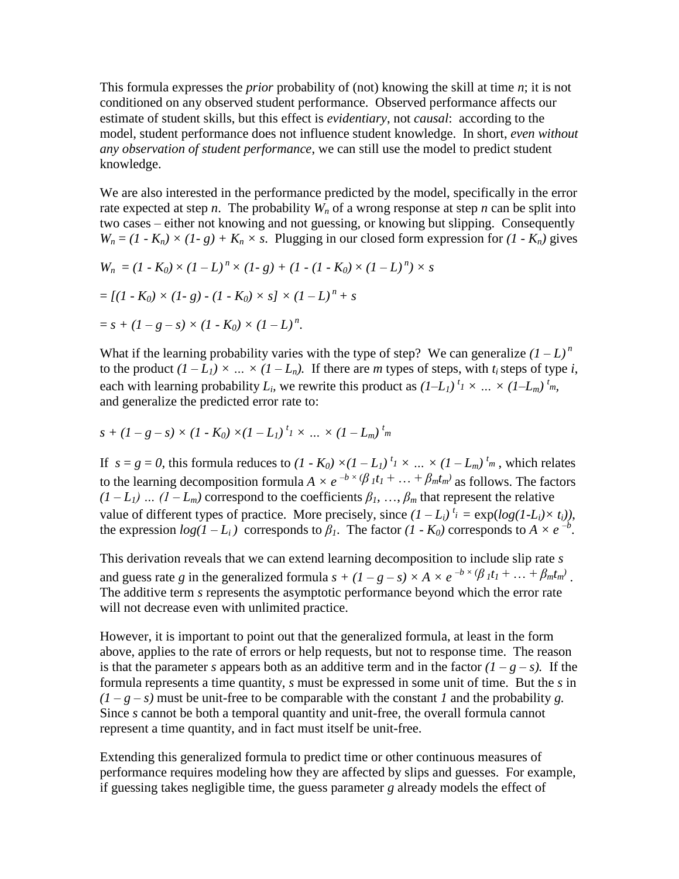This formula expresses the *prior* probability of (not) knowing the skill at time $n$; it is not conditioned on any observed student performance. Observed performance affects our estimate of student skills, but this effect is *evidentiary*, not *causal*: according to the model, student performance does not influence student knowledge. In short, *even without any observation of student performance*, we can still use the model to predict student knowledge.

We are also interested in the performance predicted by the model, specifically in the error rate expected at step $n$. The probability $W_n$ of a wrong response at step $n$ can be split into two cases – either not knowing and not guessing, or knowing but slipping. Consequently $W_n = (1 - K_n) \times (1- g) + K_n \times s$. Plugging in our closed form expression for $(1 - K_n)$ gives

$$W_n = (1 - K_0) \times (1 – L)^n \times (1- g) + (1 - (1 - K_0) \times (1 – L)^n) \times s$$

$$= [(1 - K_0) \times (1- g) - (1 - K_0) \times s] \times (1 – L)^n + s$$

$$= s + (1 – g – s) \times (1 - K_0) \times (1 – L)^n.$$

What if the learning probability varies with the type of step? We can generalize $(1 – L)^n$ to the product $(1 – L_1) \times \ldots \times (1 – L_n)$. If there are $m$ types of steps, with $t_i$ steps of type $i$, each with learning probability $L_i$, we rewrite this product as $(1–L_1)^{t_1} \times \ldots \times (1–L_m)^{t_m}$, and generalize the predicted error rate to:

$$s + (1 – g – s) \times (1 - K_0) \times (1 – L_1)^{t_1} \times \ldots \times (1 – L_m)^{t_m}$$

If $s = g = 0$, this formula reduces to $(1 - K_0) \times (1 – L_1)^{t_1} \times \ldots \times (1 – L_m)^{t_m}$, which relates to the learning decomposition formula $A \times e^{-b \times (\beta_1 t_1 + \ldots + \beta_m t_m)}$ as follows. The factors $(1 – L_1) \ldots (1 – L_m)$ correspond to the coefficients $\beta_1, \ldots, \beta_m$ that represent the relative value of different types of practice. More precisely, since $(1 – L_i)^{t_i} = \exp(\log(1-L_i) \times t_i))$, the expression $\log(1 – L_i)$ corresponds to $\beta_1$. The factor $(1 - K_0)$ corresponds to $A \times e^{-b}$.

This derivation reveals that we can extend learning decomposition to include slip rate $s$ and guess rate $g$ in the generalized formula $s + (1 – g – s) \times A \times e^{-b \times (\beta_1 t_1 + \ldots + \beta_m t_m)}$. The additive term $s$ represents the asymptotic performance beyond which the error rate will not decrease even with unlimited practice.

However, it is important to point out that the generalized formula, at least in the form above, applies to the rate of errors or help requests, but not to response time. The reason is that the parameter $s$ appears both as an additive term and in the factor $(1 – g – s)$. If the formula represents a time quantity, $s$ must be expressed in some unit of time. But the $s$ in $(1 – g – s)$ must be unit-free to be comparable with the constant $1$ and the probability $g$. Since $s$ cannot be both a temporal quantity and unit-free, the overall formula cannot represent a time quantity, and in fact must itself be unit-free.

Extending this generalized formula to predict time or other continuous measures of performance requires modeling how they are affected by slips and guesses. For example, if guessing takes negligible time, the guess parameter $g$ already models the effect of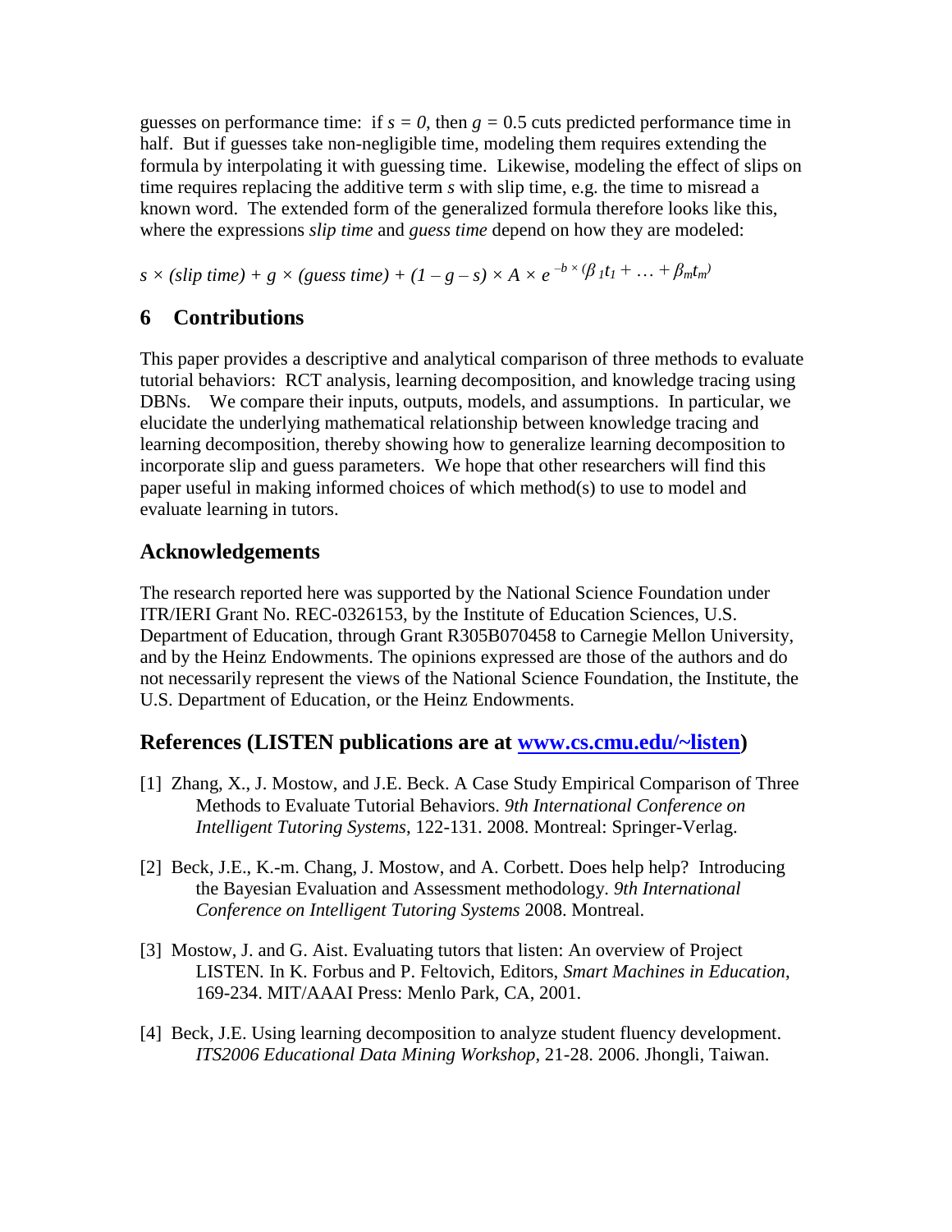guesses on performance time: if $s = 0$, then $g = 0.5$ cuts predicted performance time in half. But if guesses take non-negligible time, modeling them requires extending the formula by interpolating it with guessing time. Likewise, modeling the effect of slips on time requires replacing the additive term $s$ with slip time, e.g. the time to misread a known word. The extended form of the generalized formula therefore looks like this, where the expressions *slip time* and *guess time* depend on how they are modeled:

$$s \times (slip\ time) + g \times (guess\ time) + (1 - g - s) \times A \times e^{-b \times (\beta_1 t_1 + \ldots + \beta_m t_m)}$$

## 6 Contributions

This paper provides a descriptive and analytical comparison of three methods to evaluate tutorial behaviors: RCT analysis, learning decomposition, and knowledge tracing using DBNs. We compare their inputs, outputs, models, and assumptions. In particular, we elucidate the underlying mathematical relationship between knowledge tracing and learning decomposition, thereby showing how to generalize learning decomposition to incorporate slip and guess parameters. We hope that other researchers will find this paper useful in making informed choices of which method(s) to use to model and evaluate learning in tutors.

## Acknowledgements

The research reported here was supported by the National Science Foundation under ITR/IERI Grant No. REC-0326153, by the Institute of Education Sciences, U.S. Department of Education, through Grant R305B070458 to Carnegie Mellon University, and by the Heinz Endowments. The opinions expressed are those of the authors and do not necessarily represent the views of the National Science Foundation, the Institute, the U.S. Department of Education, or the Heinz Endowments.

## References (LISTEN publications are at www.cs.cmu.edu/~listen)

[1] Zhang, X., J. Mostow, and J.E. Beck. A Case Study Empirical Comparison of Three Methods to Evaluate Tutorial Behaviors. *9th International Conference on Intelligent Tutoring Systems*, 122-131. 2008. Montreal: Springer-Verlag.

[2] Beck, J.E., K.-m. Chang, J. Mostow, and A. Corbett. Does help help? Introducing the Bayesian Evaluation and Assessment methodology. *9th International Conference on Intelligent Tutoring Systems* 2008. Montreal.

[3] Mostow, J. and G. Aist. Evaluating tutors that listen: An overview of Project LISTEN. In K. Forbus and P. Feltovich, Editors, *Smart Machines in Education*, 169-234. MIT/AAAI Press: Menlo Park, CA, 2001.

[4] Beck, J.E. Using learning decomposition to analyze student fluency development. *ITS2006 Educational Data Mining Workshop*, 21-28. 2006. Jhongli, Taiwan.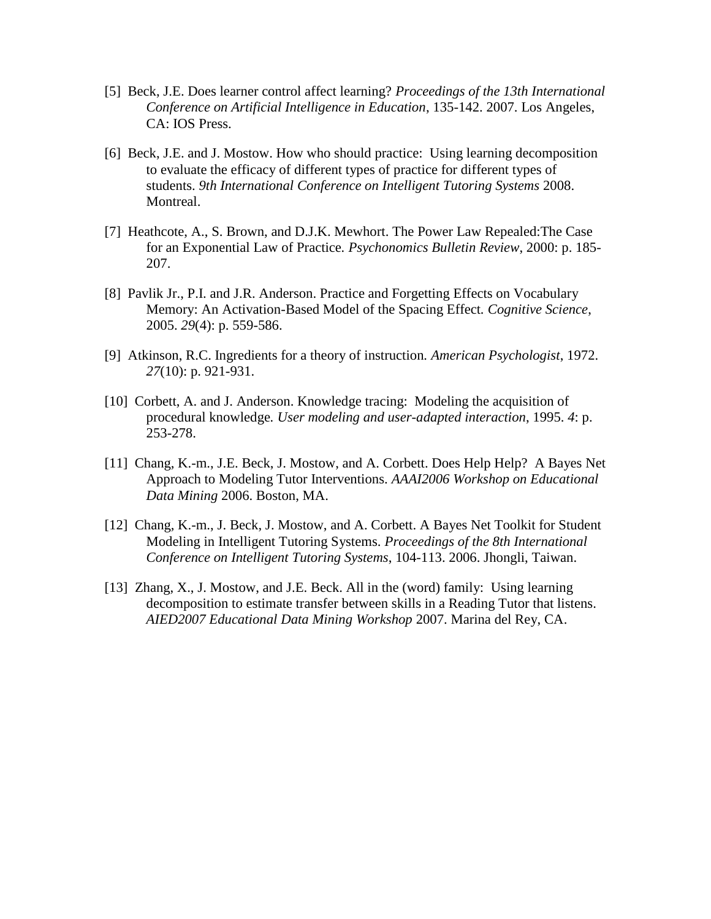[5] Beck, J.E. Does learner control affect learning? *Proceedings of the 13th International Conference on Artificial Intelligence in Education*, 135-142. 2007. Los Angeles, CA: IOS Press.

[6] Beck, J.E. and J. Mostow. How who should practice: Using learning decomposition to evaluate the efficacy of different types of practice for different types of students. *9th International Conference on Intelligent Tutoring Systems* 2008. Montreal.

[7] Heathcote, A., S. Brown, and D.J.K. Mewhort. The Power Law Repealed:The Case for an Exponential Law of Practice. *Psychonomics Bulletin Review*, 2000: p. 185-207.

[8] Pavlik Jr., P.I. and J.R. Anderson. Practice and Forgetting Effects on Vocabulary Memory: An Activation-Based Model of the Spacing Effect. *Cognitive Science*, 2005. *29*(4): p. 559-586.

[9] Atkinson, R.C. Ingredients for a theory of instruction. *American Psychologist*, 1972. *27*(10): p. 921-931.

[10] Corbett, A. and J. Anderson. Knowledge tracing: Modeling the acquisition of procedural knowledge. *User modeling and user-adapted interaction*, 1995. *4*: p. 253-278.

[11] Chang, K.-m., J.E. Beck, J. Mostow, and A. Corbett. Does Help Help? A Bayes Net Approach to Modeling Tutor Interventions. *AAAI2006 Workshop on Educational Data Mining* 2006. Boston, MA.

[12] Chang, K.-m., J. Beck, J. Mostow, and A. Corbett. A Bayes Net Toolkit for Student Modeling in Intelligent Tutoring Systems. *Proceedings of the 8th International Conference on Intelligent Tutoring Systems*, 104-113. 2006. Jhongli, Taiwan.

[13] Zhang, X., J. Mostow, and J.E. Beck. All in the (word) family: Using learning decomposition to estimate transfer between skills in a Reading Tutor that listens. *AIED2007 Educational Data Mining Workshop* 2007. Marina del Rey, CA.